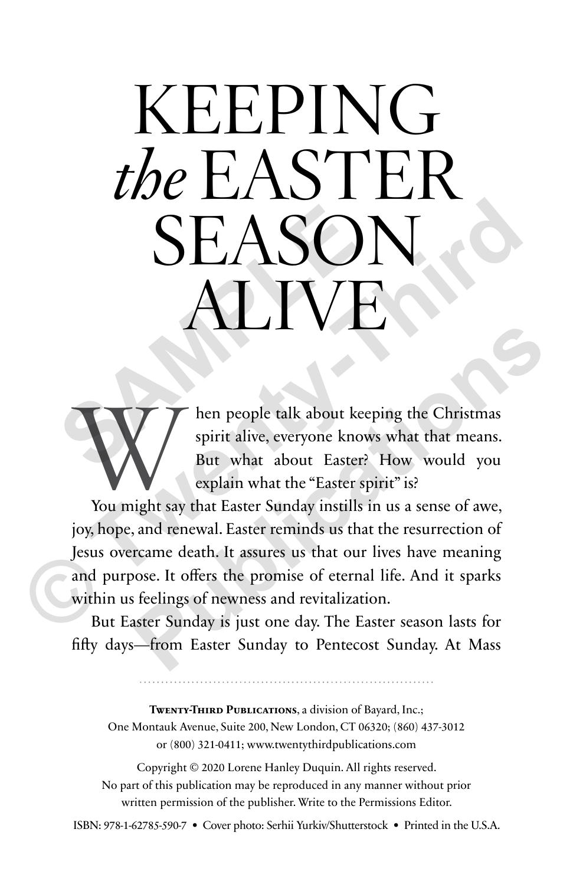# KEEPING *the* EASTER SEASON ALIVE

When people talk about keeping the Christmas spirit alive, everyone knows what that means. But what about Easter? How would you explain what the "Easter spirit" is?

You might say that Easter Sunday instills in us a sense of awe, joy, hope, and renewal. Easter reminds us that the resurrection of Jesus overcame death. It assures us that our lives have meaning and purpose. It offers the promise of eternal life. And it sparks within us feelings of newness and revitalization.

But Easter Sunday is just one day. The Easter season lasts for fifty days—from Easter Sunday to Pentecost Sunday. At Mass

---

**Twenty-Third Publications**, a division of Bayard, Inc.; One Montauk Avenue, Suite 200, New London, CT 06320; (860) 437-3012 or (800) 321-0411; www.twentythirdpublications.com

Copyright © 2020 Lorene Hanley Duquin. All rights reserved. No part of this publication may be reproduced in any manner without prior written permission of the publisher. Write to the Permissions Editor.

ISBN: 978-1-62785-590-7 • Cover photo: Serhii Yurkiv/Shutterstock • Printed in the U.S.A.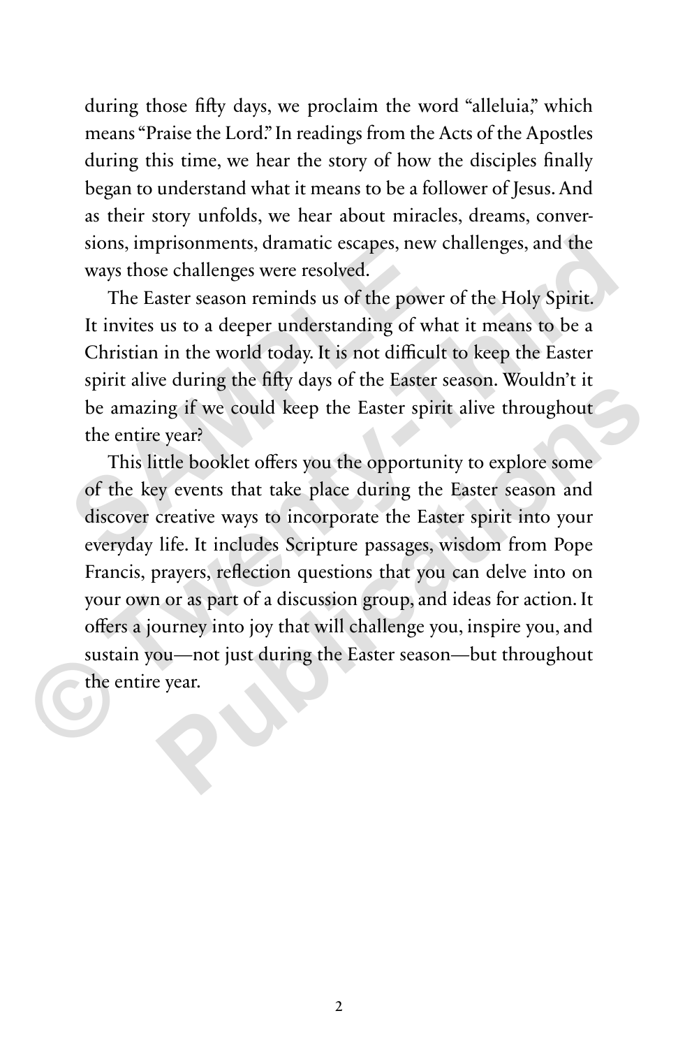during those fifty days, we proclaim the word "alleluia," which means "Praise the Lord." In readings from the Acts of the Apostles during this time, we hear the story of how the disciples finally began to understand what it means to be a follower of Jesus. And as their story unfolds, we hear about miracles, dreams, conversions, imprisonments, dramatic escapes, new challenges, and the ways those challenges were resolved.

The Easter season reminds us of the power of the Holy Spirit. It invites us to a deeper understanding of what it means to be a Christian in the world today. It is not difficult to keep the Easter spirit alive during the fifty days of the Easter season. Wouldn't it be amazing if we could keep the Easter spirit alive throughout the entire year?

This little booklet offers you the opportunity to explore some of the key events that take place during the Easter season and discover creative ways to incorporate the Easter spirit into your everyday life. It includes Scripture passages, wisdom from Pope Francis, prayers, reflection questions that you can delve into on your own or as part of a discussion group, and ideas for action. It offers a journey into joy that will challenge you, inspire you, and sustain you—not just during the Easter season—but throughout the entire year.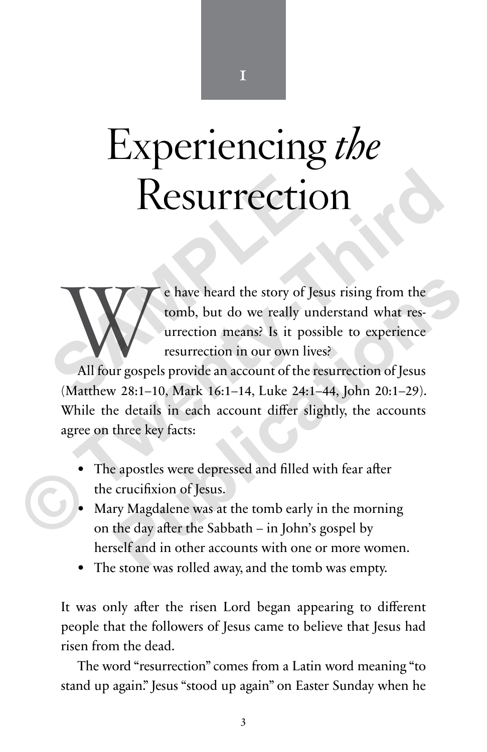1

# Experiencing *the* Resurrection

We have heard the story of Jesus rising from the tomb, but do we really understand what resurrection means? Is it possible to experience resurrection in our own lives?

All four gospels provide an account of the resurrection of Jesus (Matthew 28:1–10, Mark 16:1–14, Luke 24:1–44, John 20:1–29). While the details in each account differ slightly, the accounts agree on three key facts:

- The apostles were depressed and filled with fear after the crucifixion of Jesus.
- Mary Magdalene was at the tomb early in the morning on the day after the Sabbath – in John's gospel by herself and in other accounts with one or more women.
- The stone was rolled away, and the tomb was empty.

It was only after the risen Lord began appearing to different people that the followers of Jesus came to believe that Jesus had risen from the dead.

The word "resurrection" comes from a Latin word meaning "to stand up again." Jesus "stood up again" on Easter Sunday when he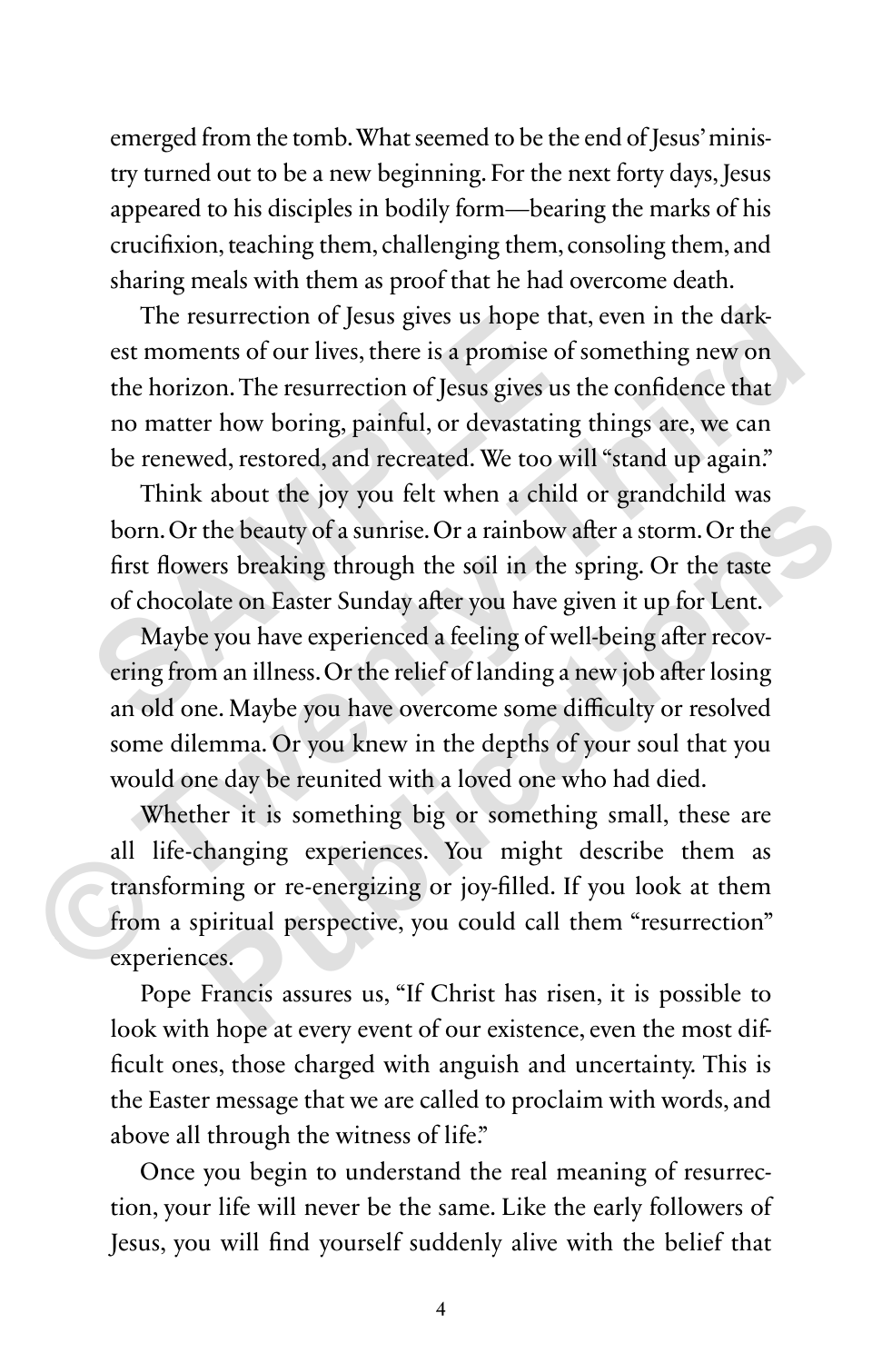emerged from the tomb. What seemed to be the end of Jesus' ministry turned out to be a new beginning. For the next forty days, Jesus appeared to his disciples in bodily form—bearing the marks of his crucifixion, teaching them, challenging them, consoling them, and sharing meals with them as proof that he had overcome death.

The resurrection of Jesus gives us hope that, even in the darkest moments of our lives, there is a promise of something new on the horizon. The resurrection of Jesus gives us the confidence that no matter how boring, painful, or devastating things are, we can be renewed, restored, and recreated. We too will "stand up again."

Think about the joy you felt when a child or grandchild was born. Or the beauty of a sunrise. Or a rainbow after a storm. Or the first flowers breaking through the soil in the spring. Or the taste of chocolate on Easter Sunday after you have given it up for Lent.

Maybe you have experienced a feeling of well-being after recovering from an illness. Or the relief of landing a new job after losing an old one. Maybe you have overcome some difficulty or resolved some dilemma. Or you knew in the depths of your soul that you would one day be reunited with a loved one who had died.

Whether it is something big or something small, these are all life-changing experiences. You might describe them as transforming or re-energizing or joy-filled. If you look at them from a spiritual perspective, you could call them "resurrection" experiences.

Pope Francis assures us, "If Christ has risen, it is possible to look with hope at every event of our existence, even the most difficult ones, those charged with anguish and uncertainty. This is the Easter message that we are called to proclaim with words, and above all through the witness of life."

Once you begin to understand the real meaning of resurrection, your life will never be the same. Like the early followers of Jesus, you will find yourself suddenly alive with the belief that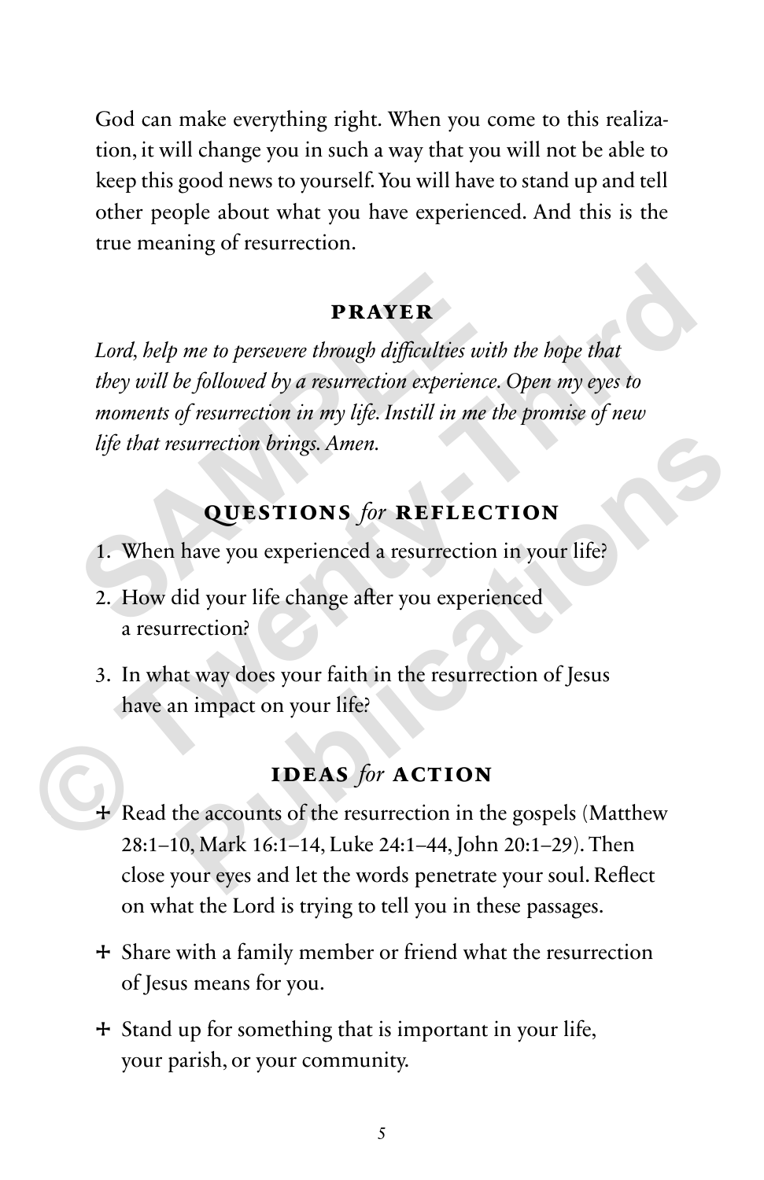God can make everything right. When you come to this realization, it will change you in such a way that you will not be able to keep this good news to yourself. You will have to stand up and tell other people about what you have experienced. And this is the true meaning of resurrection.

## PRAYER

*Lord, help me to persevere through difficulties with the hope that they will be followed by a resurrection experience. Open my eyes to moments of resurrection in my life. Instill in me the promise of new life that resurrection brings. Amen.*

## QUESTIONS *for* REFLECTION

1. When have you experienced a resurrection in your life?
2. How did your life change after you experienced a resurrection?
3. In what way does your faith in the resurrection of Jesus have an impact on your life?

## IDEAS *for* ACTION

+ Read the accounts of the resurrection in the gospels (Matthew 28:1–10, Mark 16:1–14, Luke 24:1–44, John 20:1–29). Then close your eyes and let the words penetrate your soul. Reflect on what the Lord is trying to tell you in these passages.
+ Share with a family member or friend what the resurrection of Jesus means for you.
+ Stand up for something that is important in your life, your parish, or your community.